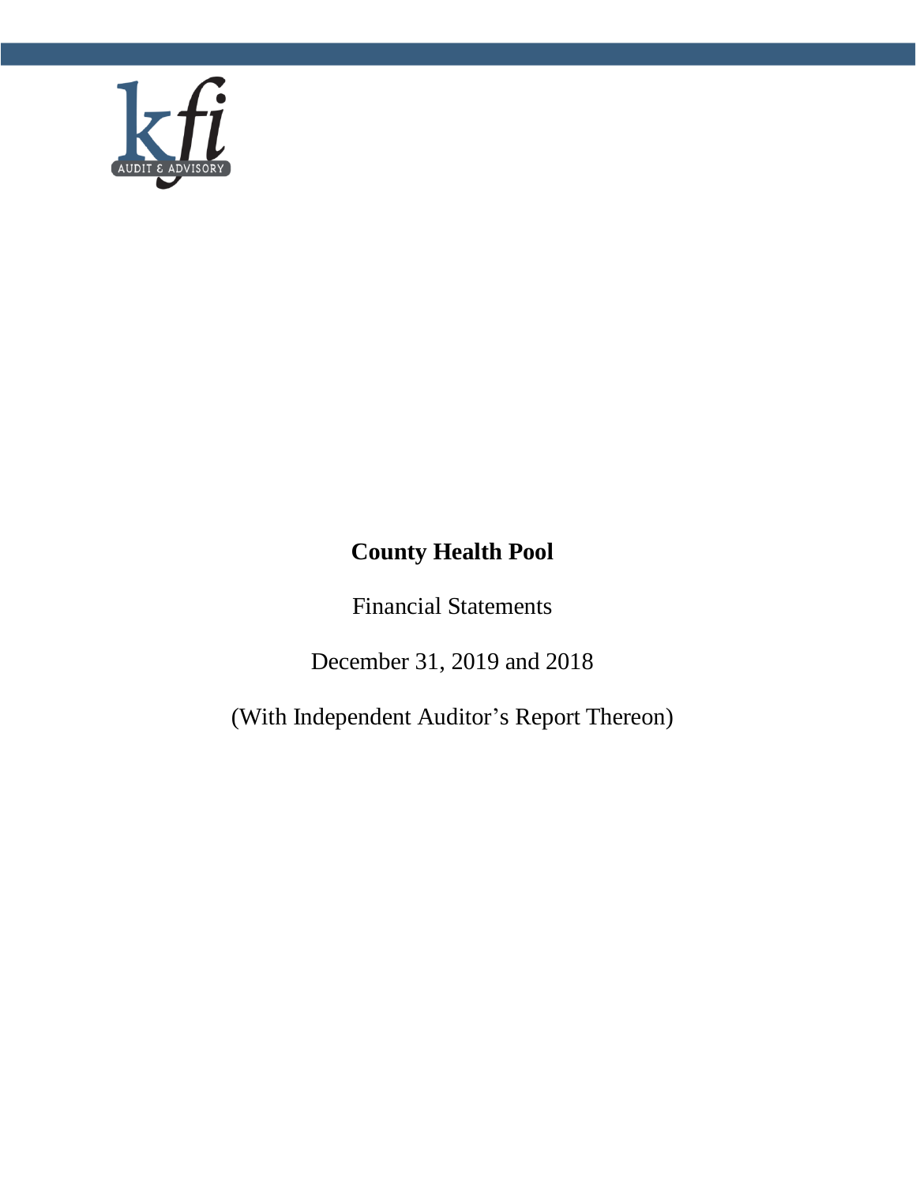# County Health Pool

Financial Statements

December 31, 2019 and 2018

(With Independent Auditor's Report Thereon)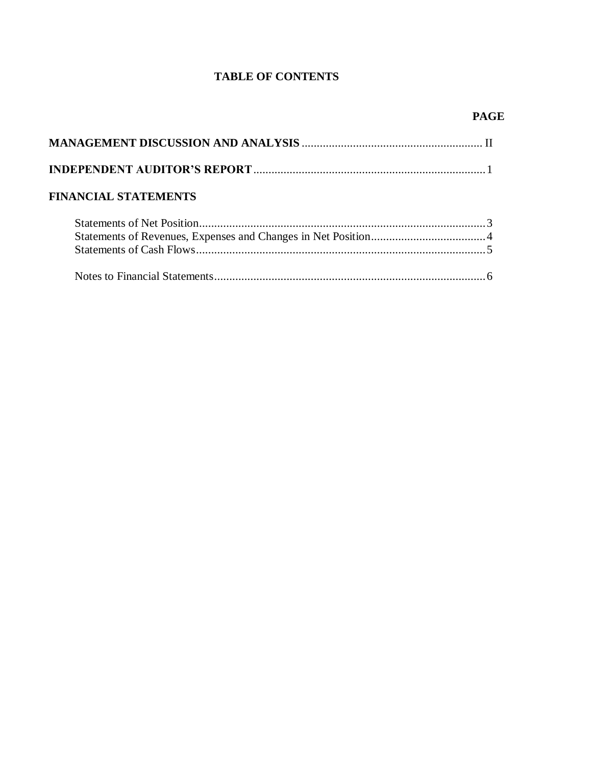# TABLE OF CONTENTS

| | PAGE |
|---|---|
| **MANAGEMENT DISCUSSION AND ANALYSIS** | II |
| **INDEPENDENT AUDITOR'S REPORT** | 1 |
| **FINANCIAL STATEMENTS** | |
| Statements of Net Position | 3 |
| Statements of Revenues, Expenses and Changes in Net Position | 4 |
| Statements of Cash Flows | 5 |
| Notes to Financial Statements | 6 |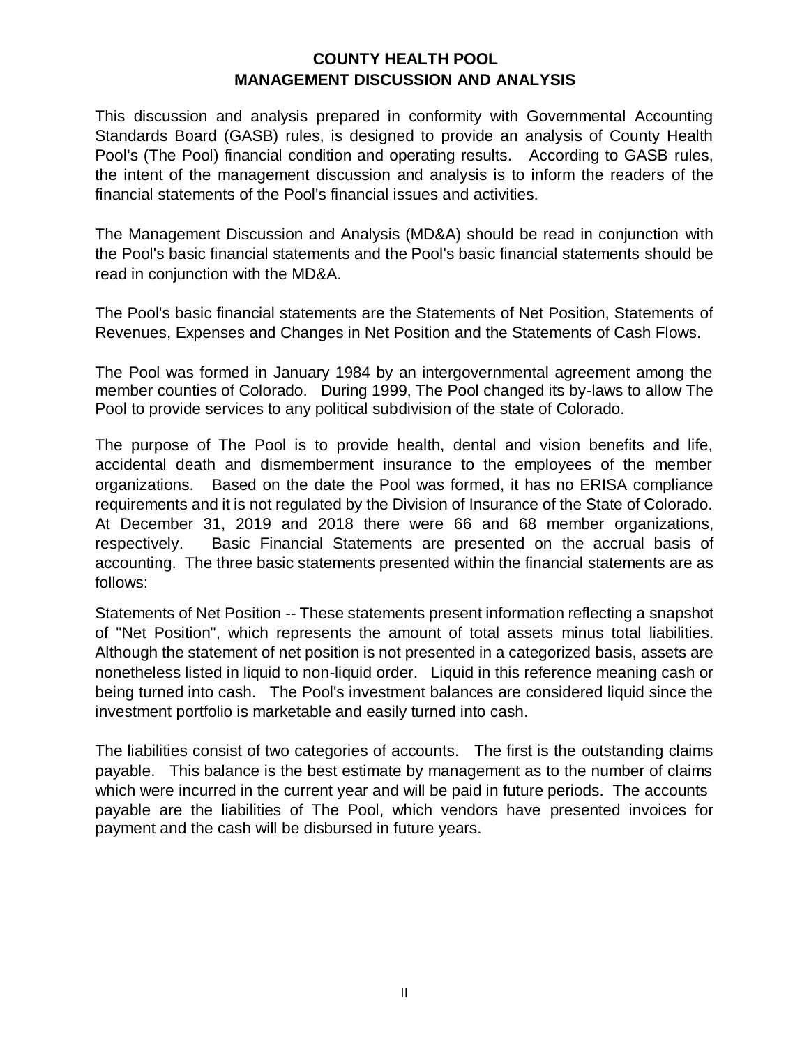# COUNTY HEALTH POOL
## MANAGEMENT DISCUSSION AND ANALYSIS

This discussion and analysis prepared in conformity with Governmental Accounting Standards Board (GASB) rules, is designed to provide an analysis of County Health Pool's (The Pool) financial condition and operating results. According to GASB rules, the intent of the management discussion and analysis is to inform the readers of the financial statements of the Pool's financial issues and activities.

The Management Discussion and Analysis (MD&A) should be read in conjunction with the Pool's basic financial statements and the Pool's basic financial statements should be read in conjunction with the MD&A.

The Pool's basic financial statements are the Statements of Net Position, Statements of Revenues, Expenses and Changes in Net Position and the Statements of Cash Flows.

The Pool was formed in January 1984 by an intergovernmental agreement among the member counties of Colorado. During 1999, The Pool changed its by-laws to allow The Pool to provide services to any political subdivision of the state of Colorado.

The purpose of The Pool is to provide health, dental and vision benefits and life, accidental death and dismemberment insurance to the employees of the member organizations. Based on the date the Pool was formed, it has no ERISA compliance requirements and it is not regulated by the Division of Insurance of the State of Colorado. At December 31, 2019 and 2018 there were 66 and 68 member organizations, respectively. Basic Financial Statements are presented on the accrual basis of accounting. The three basic statements presented within the financial statements are as follows:

Statements of Net Position -- These statements present information reflecting a snapshot of "Net Position", which represents the amount of total assets minus total liabilities. Although the statement of net position is not presented in a categorized basis, assets are nonetheless listed in liquid to non-liquid order. Liquid in this reference meaning cash or being turned into cash. The Pool's investment balances are considered liquid since the investment portfolio is marketable and easily turned into cash.

The liabilities consist of two categories of accounts. The first is the outstanding claims payable. This balance is the best estimate by management as to the number of claims which were incurred in the current year and will be paid in future periods. The accounts payable are the liabilities of The Pool, which vendors have presented invoices for payment and the cash will be disbursed in future years.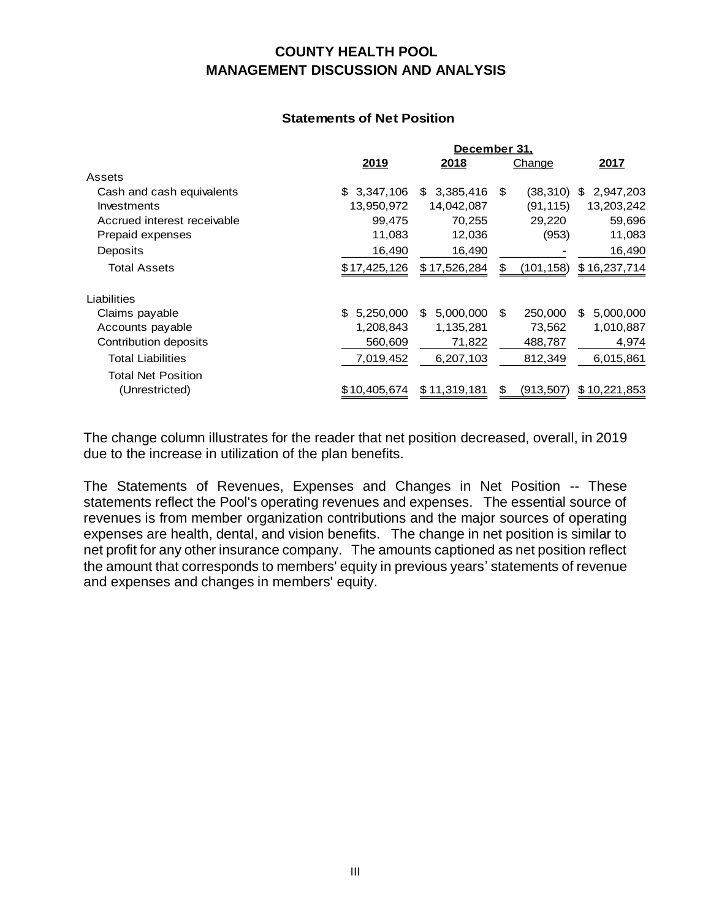# COUNTY HEALTH POOL
# MANAGEMENT DISCUSSION AND ANALYSIS

### Statements of Net Position

| | December 31, 2019 | 2018 | Change | 2017 |
|---|---|---|---|---|
| **Assets** | | | | |
| Cash and cash equivalents | $ 3,347,106 | $ 3,385,416 | $ (38,310) | $ 2,947,203 |
| Investments | 13,950,972 | 14,042,087 | (91,115) | 13,203,242 |
| Accrued interest receivable | 99,475 | 70,255 | 29,220 | 59,696 |
| Prepaid expenses | 11,083 | 12,036 | (953) | 11,083 |
| Deposits | 16,490 | 16,490 | - | 16,490 |
| Total Assets | $17,425,126 | $17,526,284 | $ (101,158) | $16,237,714 |
| **Liabilities** | | | | |
| Claims payable | $ 5,250,000 | $ 5,000,000 | $ 250,000 | $ 5,000,000 |
| Accounts payable | 1,208,843 | 1,135,281 | 73,562 | 1,010,887 |
| Contribution deposits | 560,609 | 71,822 | 488,787 | 4,974 |
| Total Liabilities | 7,019,452 | 6,207,103 | 812,349 | 6,015,861 |
| Total Net Position (Unrestricted) | $10,405,674 | $11,319,181 | $ (913,507) | $10,221,853 |

The change column illustrates for the reader that net position decreased, overall, in 2019 due to the increase in utilization of the plan benefits.

The Statements of Revenues, Expenses and Changes in Net Position -- These statements reflect the Pool's operating revenues and expenses. The essential source of revenues is from member organization contributions and the major sources of operating expenses are health, dental, and vision benefits. The change in net position is similar to net profit for any other insurance company. The amounts captioned as net position reflect the amount that corresponds to members' equity in previous years' statements of revenue and expenses and changes in members' equity.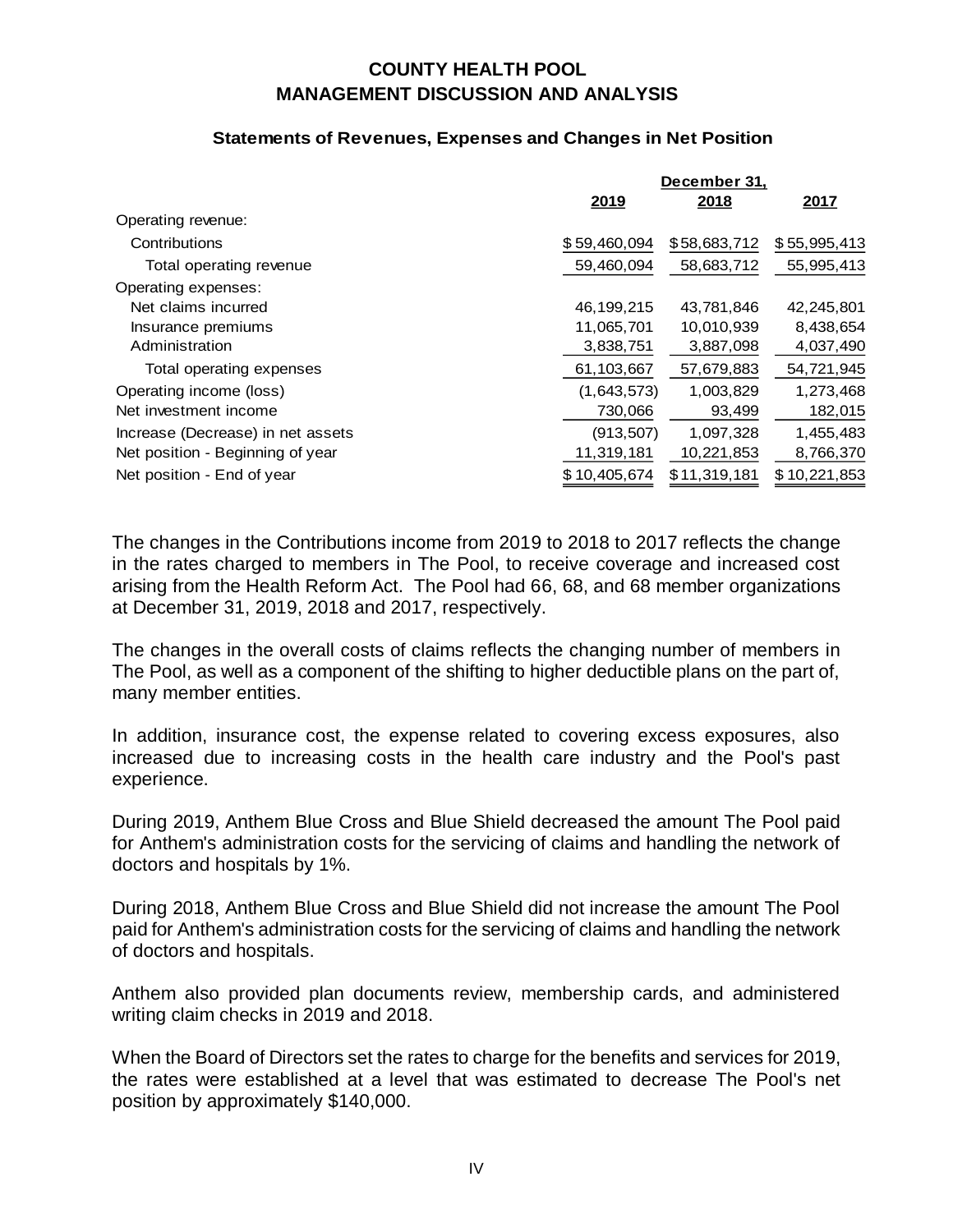# COUNTY HEALTH POOL
# MANAGEMENT DISCUSSION AND ANALYSIS

### Statements of Revenues, Expenses and Changes in Net Position

| | December 31, | | |
|---|---|---|---|
| | 2019 | 2018 | 2017 |
| Operating revenue: | | | |
| Contributions | $ 59,460,094 | $ 58,683,712 | $ 55,995,413 |
| Total operating revenue | 59,460,094 | 58,683,712 | 55,995,413 |
| Operating expenses: | | | |
| Net claims incurred | 46,199,215 | 43,781,846 | 42,245,801 |
| Insurance premiums | 11,065,701 | 10,010,939 | 8,438,654 |
| Administration | 3,838,751 | 3,887,098 | 4,037,490 |
| Total operating expenses | 61,103,667 | 57,679,883 | 54,721,945 |
| Operating income (loss) | (1,643,573) | 1,003,829 | 1,273,468 |
| Net investment income | 730,066 | 93,499 | 182,015 |
| Increase (Decrease) in net assets | (913,507) | 1,097,328 | 1,455,483 |
| Net position - Beginning of year | 11,319,181 | 10,221,853 | 8,766,370 |
| Net position - End of year | $ 10,405,674 | $ 11,319,181 | $ 10,221,853 |

The changes in the Contributions income from 2019 to 2018 to 2017 reflects the change in the rates charged to members in The Pool, to receive coverage and increased cost arising from the Health Reform Act. The Pool had 66, 68, and 68 member organizations at December 31, 2019, 2018 and 2017, respectively.

The changes in the overall costs of claims reflects the changing number of members in The Pool, as well as a component of the shifting to higher deductible plans on the part of, many member entities.

In addition, insurance cost, the expense related to covering excess exposures, also increased due to increasing costs in the health care industry and the Pool's past experience.

During 2019, Anthem Blue Cross and Blue Shield decreased the amount The Pool paid for Anthem's administration costs for the servicing of claims and handling the network of doctors and hospitals by 1%.

During 2018, Anthem Blue Cross and Blue Shield did not increase the amount The Pool paid for Anthem's administration costs for the servicing of claims and handling the network of doctors and hospitals.

Anthem also provided plan documents review, membership cards, and administered writing claim checks in 2019 and 2018.

When the Board of Directors set the rates to charge for the benefits and services for 2019, the rates were established at a level that was estimated to decrease The Pool's net position by approximately $140,000.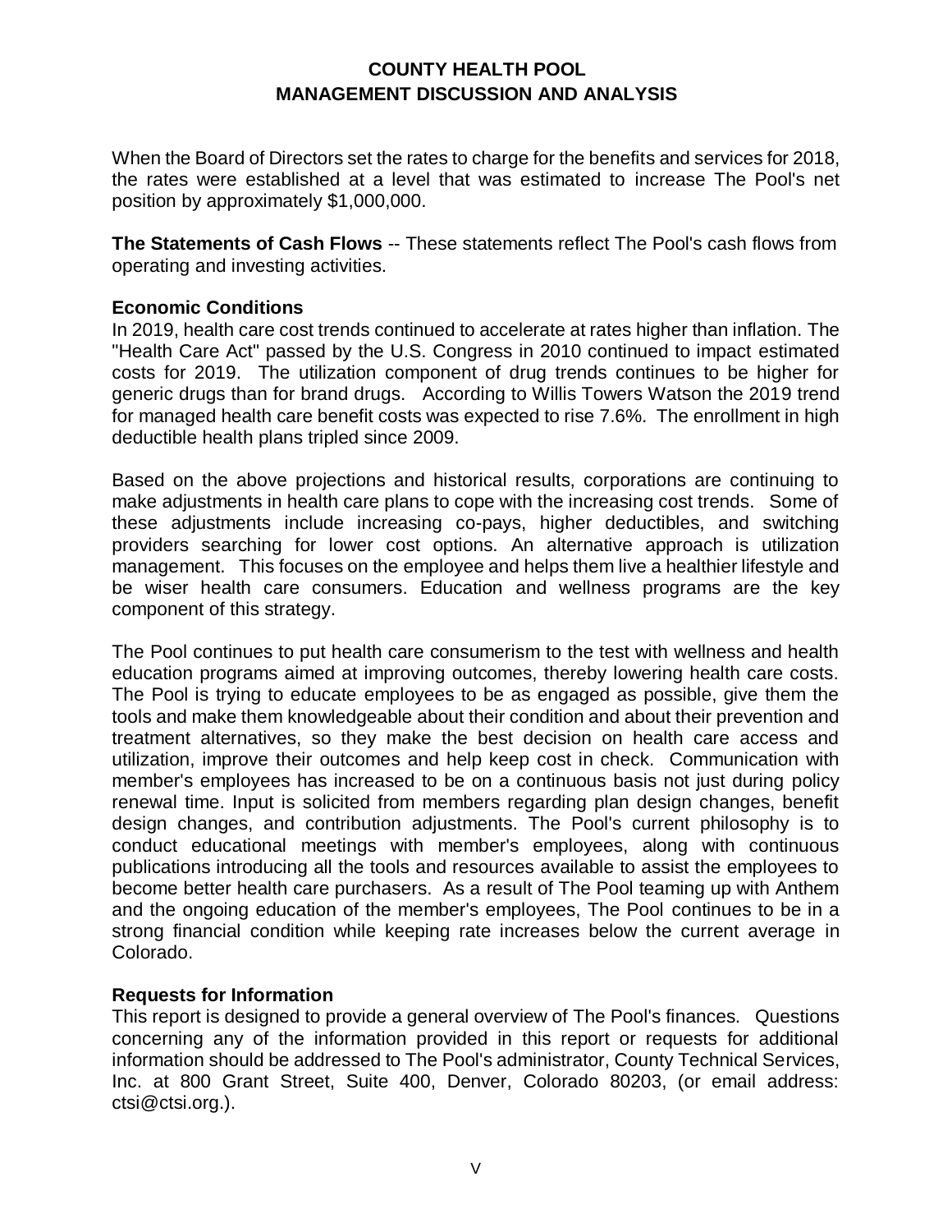# COUNTY HEALTH POOL
# MANAGEMENT DISCUSSION AND ANALYSIS

When the Board of Directors set the rates to charge for the benefits and services for 2018, the rates were established at a level that was estimated to increase The Pool's net position by approximately $1,000,000.

**The Statements of Cash Flows** -- These statements reflect The Pool's cash flows from operating and investing activities.

### Economic Conditions

In 2019, health care cost trends continued to accelerate at rates higher than inflation. The "Health Care Act" passed by the U.S. Congress in 2010 continued to impact estimated costs for 2019. The utilization component of drug trends continues to be higher for generic drugs than for brand drugs. According to Willis Towers Watson the 2019 trend for managed health care benefit costs was expected to rise 7.6%. The enrollment in high deductible health plans tripled since 2009.

Based on the above projections and historical results, corporations are continuing to make adjustments in health care plans to cope with the increasing cost trends. Some of these adjustments include increasing co-pays, higher deductibles, and switching providers searching for lower cost options. An alternative approach is utilization management. This focuses on the employee and helps them live a healthier lifestyle and be wiser health care consumers. Education and wellness programs are the key component of this strategy.

The Pool continues to put health care consumerism to the test with wellness and health education programs aimed at improving outcomes, thereby lowering health care costs. The Pool is trying to educate employees to be as engaged as possible, give them the tools and make them knowledgeable about their condition and about their prevention and treatment alternatives, so they make the best decision on health care access and utilization, improve their outcomes and help keep cost in check. Communication with member's employees has increased to be on a continuous basis not just during policy renewal time. Input is solicited from members regarding plan design changes, benefit design changes, and contribution adjustments. The Pool's current philosophy is to conduct educational meetings with member's employees, along with continuous publications introducing all the tools and resources available to assist the employees to become better health care purchasers. As a result of The Pool teaming up with Anthem and the ongoing education of the member's employees, The Pool continues to be in a strong financial condition while keeping rate increases below the current average in Colorado.

### Requests for Information

This report is designed to provide a general overview of The Pool's finances. Questions concerning any of the information provided in this report or requests for additional information should be addressed to The Pool's administrator, County Technical Services, Inc. at 800 Grant Street, Suite 400, Denver, Colorado 80203, (or email address: ctsi@ctsi.org.).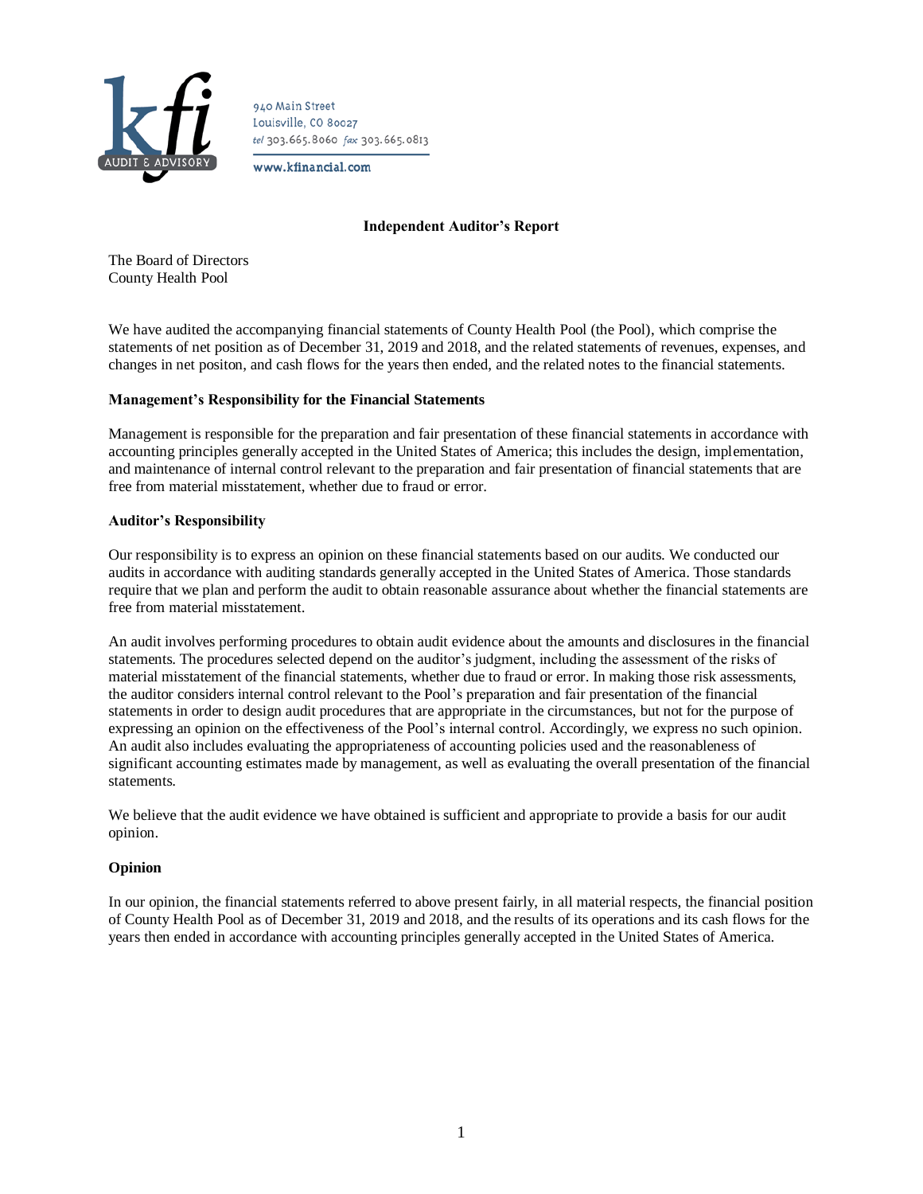940 Main Street
Louisville, CO 80027
tel 303.665.8060 fax 303.665.0813

www.kfinancial.com

## Independent Auditor's Report

The Board of Directors
County Health Pool

We have audited the accompanying financial statements of County Health Pool (the Pool), which comprise the statements of net position as of December 31, 2019 and 2018, and the related statements of revenues, expenses, and changes in net positon, and cash flows for the years then ended, and the related notes to the financial statements.

### Management's Responsibility for the Financial Statements

Management is responsible for the preparation and fair presentation of these financial statements in accordance with accounting principles generally accepted in the United States of America; this includes the design, implementation, and maintenance of internal control relevant to the preparation and fair presentation of financial statements that are free from material misstatement, whether due to fraud or error.

### Auditor's Responsibility

Our responsibility is to express an opinion on these financial statements based on our audits. We conducted our audits in accordance with auditing standards generally accepted in the United States of America. Those standards require that we plan and perform the audit to obtain reasonable assurance about whether the financial statements are free from material misstatement.

An audit involves performing procedures to obtain audit evidence about the amounts and disclosures in the financial statements. The procedures selected depend on the auditor's judgment, including the assessment of the risks of material misstatement of the financial statements, whether due to fraud or error. In making those risk assessments, the auditor considers internal control relevant to the Pool's preparation and fair presentation of the financial statements in order to design audit procedures that are appropriate in the circumstances, but not for the purpose of expressing an opinion on the effectiveness of the Pool's internal control. Accordingly, we express no such opinion. An audit also includes evaluating the appropriateness of accounting policies used and the reasonableness of significant accounting estimates made by management, as well as evaluating the overall presentation of the financial statements.

We believe that the audit evidence we have obtained is sufficient and appropriate to provide a basis for our audit opinion.

### Opinion

In our opinion, the financial statements referred to above present fairly, in all material respects, the financial position of County Health Pool as of December 31, 2019 and 2018, and the results of its operations and its cash flows for the years then ended in accordance with accounting principles generally accepted in the United States of America.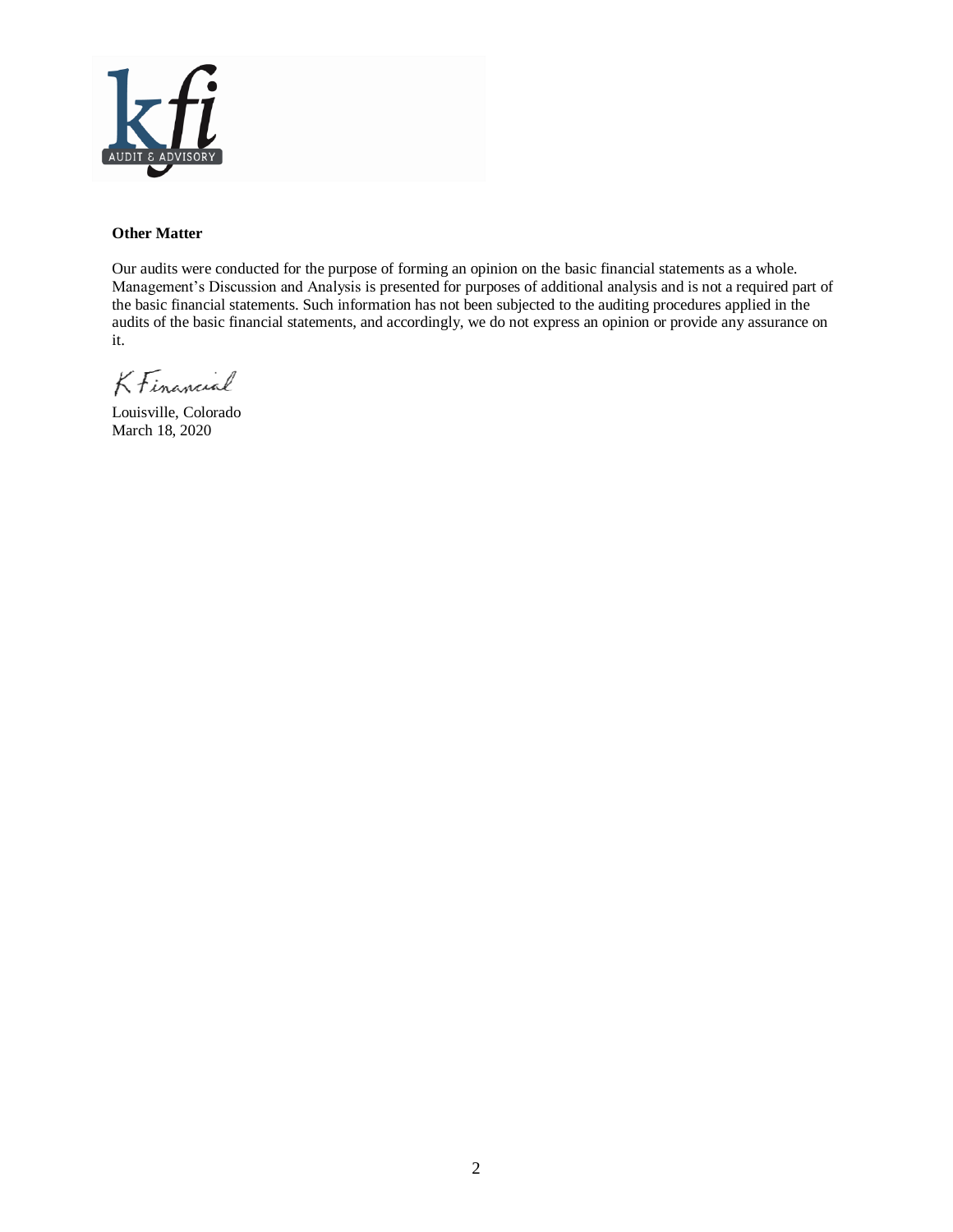### Other Matter

Our audits were conducted for the purpose of forming an opinion on the basic financial statements as a whole. Management's Discussion and Analysis is presented for purposes of additional analysis and is not a required part of the basic financial statements. Such information has not been subjected to the auditing procedures applied in the audits of the basic financial statements, and accordingly, we do not express an opinion or provide any assurance on it.

K Financial

Louisville, Colorado
March 18, 2020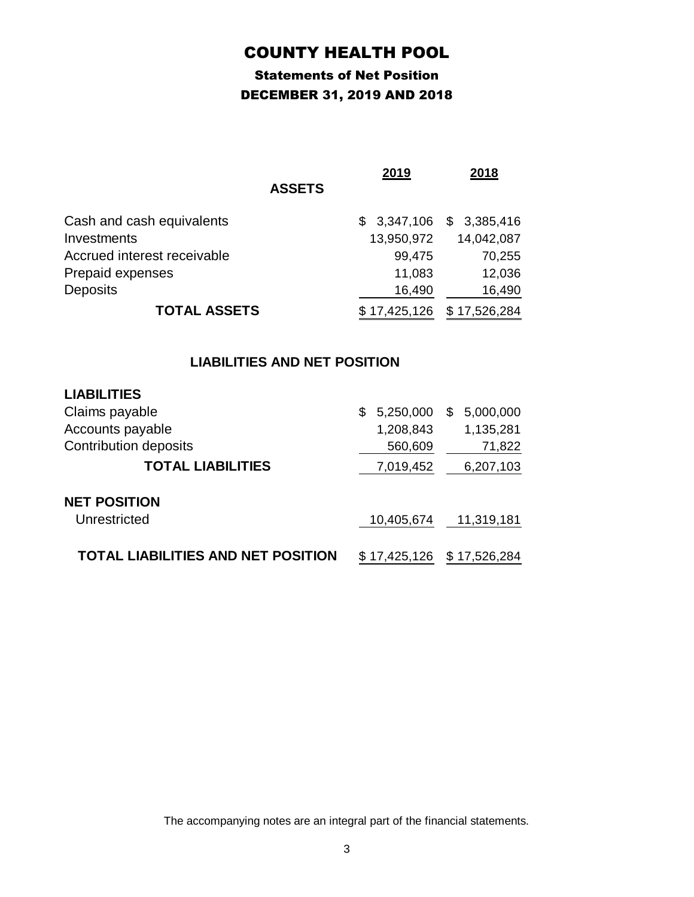# COUNTY HEALTH POOL

## Statements of Net Position

## DECEMBER 31, 2019 AND 2018

| | 2019 | 2018 |
|---|---|---|
| **ASSETS** | | |
| Cash and cash equivalents | $ 3,347,106 | $ 3,385,416 |
| Investments | 13,950,972 | 14,042,087 |
| Accrued interest receivable | 99,475 | 70,255 |
| Prepaid expenses | 11,083 | 12,036 |
| Deposits | 16,490 | 16,490 |
| **TOTAL ASSETS** | $ 17,425,126 | $ 17,526,284 |
| **LIABILITIES AND NET POSITION** | | |
| **LIABILITIES** | | |
| Claims payable | $ 5,250,000 | $ 5,000,000 |
| Accounts payable | 1,208,843 | 1,135,281 |
| Contribution deposits | 560,609 | 71,822 |
| **TOTAL LIABILITIES** | 7,019,452 | 6,207,103 |
| **NET POSITION** | | |
| Unrestricted | 10,405,674 | 11,319,181 |
| **TOTAL LIABILITIES AND NET POSITION** | $ 17,425,126 | $ 17,526,284 |

The accompanying notes are an integral part of the financial statements.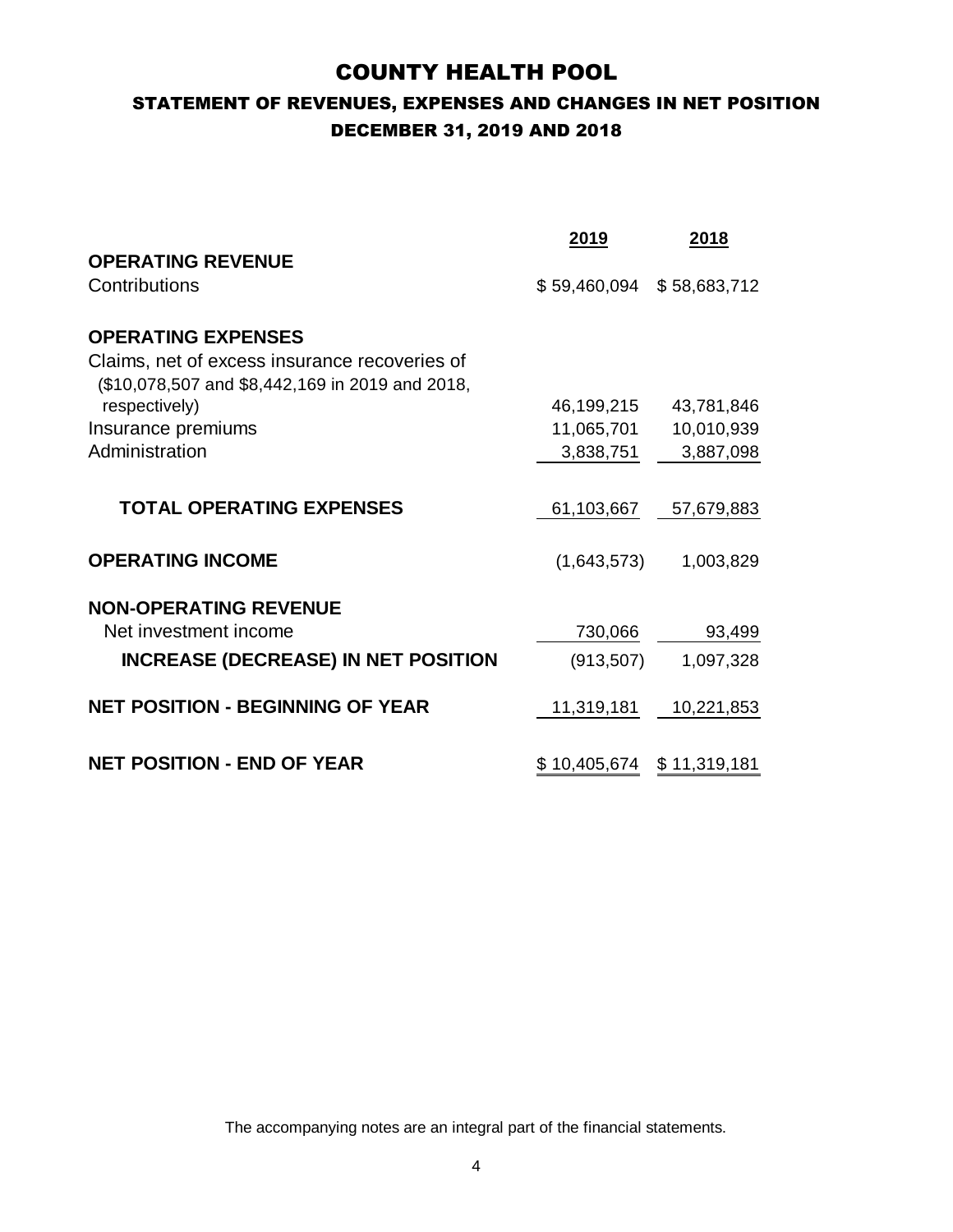# COUNTY HEALTH POOL

## STATEMENT OF REVENUES, EXPENSES AND CHANGES IN NET POSITION

## DECEMBER 31, 2019 AND 2018

| | 2019 | 2018 |
|---|---|---|
| **OPERATING REVENUE** | | |
| Contributions | $ 59,460,094 | $ 58,683,712 |
| **OPERATING EXPENSES** | | |
| Claims, net of excess insurance recoveries of ($10,078,507 and $8,442,169 in 2019 and 2018, respectively) | 46,199,215 | 43,781,846 |
| Insurance premiums | 11,065,701 | 10,010,939 |
| Administration | 3,838,751 | 3,887,098 |
| **TOTAL OPERATING EXPENSES** | 61,103,667 | 57,679,883 |
| **OPERATING INCOME** | (1,643,573) | 1,003,829 |
| **NON-OPERATING REVENUE** | | |
| Net investment income | 730,066 | 93,499 |
| **INCREASE (DECREASE) IN NET POSITION** | (913,507) | 1,097,328 |
| **NET POSITION - BEGINNING OF YEAR** | 11,319,181 | 10,221,853 |
| **NET POSITION - END OF YEAR** | $ 10,405,674 | $ 11,319,181 |

The accompanying notes are an integral part of the financial statements.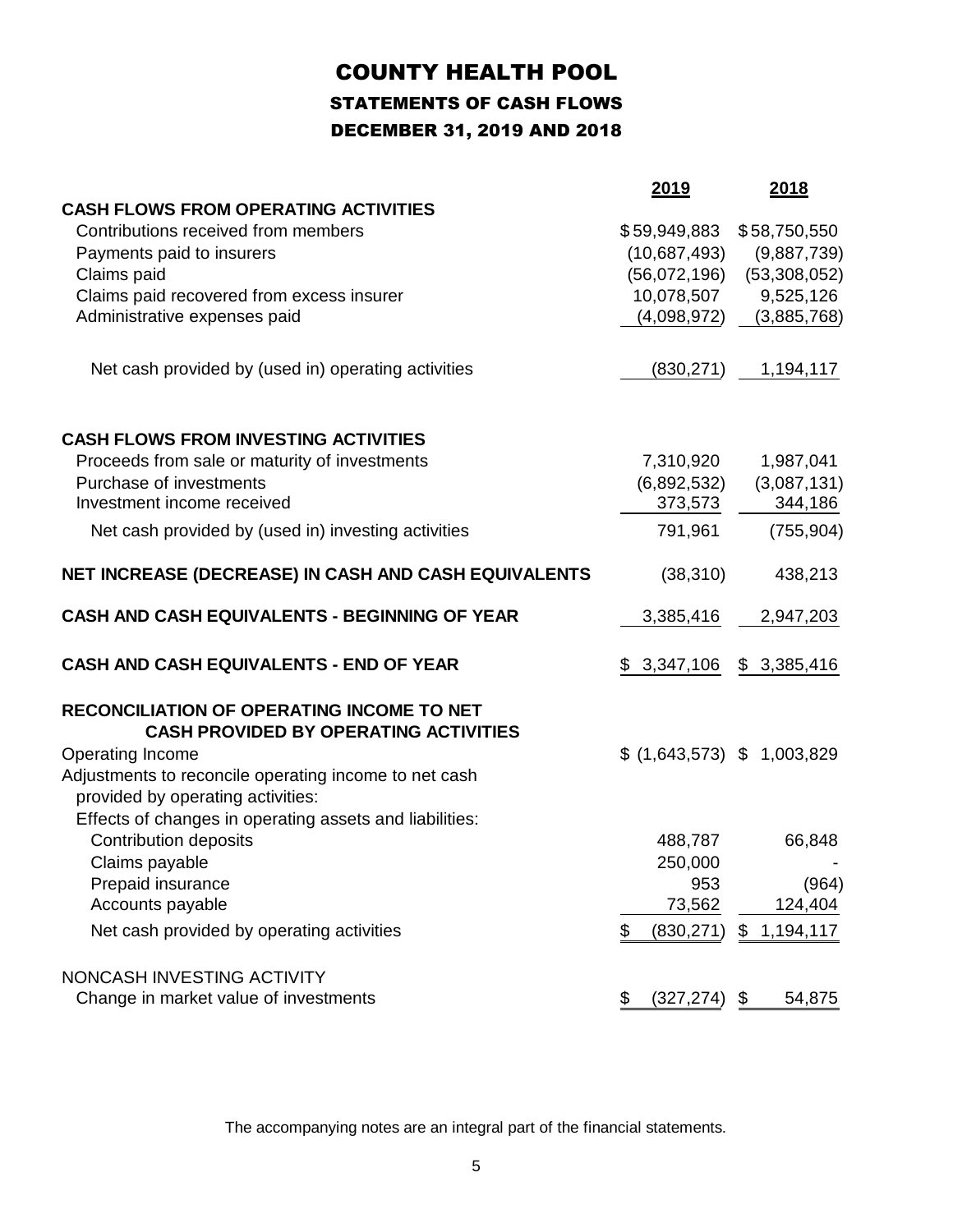# COUNTY HEALTH POOL

## STATEMENTS OF CASH FLOWS

## DECEMBER 31, 2019 AND 2018

| | 2019 | 2018 |
|---|---|---|
| **CASH FLOWS FROM OPERATING ACTIVITIES** | | |
| Contributions received from members | $59,949,883 | $58,750,550 |
| Payments paid to insurers | (10,687,493) | (9,887,739) |
| Claims paid | (56,072,196) | (53,308,052) |
| Claims paid recovered from excess insurer | 10,078,507 | 9,525,126 |
| Administrative expenses paid | (4,098,972) | (3,885,768) |
| Net cash provided by (used in) operating activities | (830,271) | 1,194,117 |
| **CASH FLOWS FROM INVESTING ACTIVITIES** | | |
| Proceeds from sale or maturity of investments | 7,310,920 | 1,987,041 |
| Purchase of investments | (6,892,532) | (3,087,131) |
| Investment income received | 373,573 | 344,186 |
| Net cash provided by (used in) investing activities | 791,961 | (755,904) |
| **NET INCREASE (DECREASE) IN CASH AND CASH EQUIVALENTS** | (38,310) | 438,213 |
| **CASH AND CASH EQUIVALENTS - BEGINNING OF YEAR** | 3,385,416 | 2,947,203 |
| **CASH AND CASH EQUIVALENTS - END OF YEAR** | $ 3,347,106 | $ 3,385,416 |
| **RECONCILIATION OF OPERATING INCOME TO NET CASH PROVIDED BY OPERATING ACTIVITIES** | | |
| Operating Income | $ (1,643,573) | $ 1,003,829 |
| Adjustments to reconcile operating income to net cash provided by operating activities: | | |
| Effects of changes in operating assets and liabilities: | | |
| Contribution deposits | 488,787 | 66,848 |
| Claims payable | 250,000 | - |
| Prepaid insurance | 953 | (964) |
| Accounts payable | 73,562 | 124,404 |
| Net cash provided by operating activities | $ (830,271) | $ 1,194,117 |
| NONCASH INVESTING ACTIVITY | | |
| Change in market value of investments | $ (327,274) | $ 54,875 |

The accompanying notes are an integral part of the financial statements.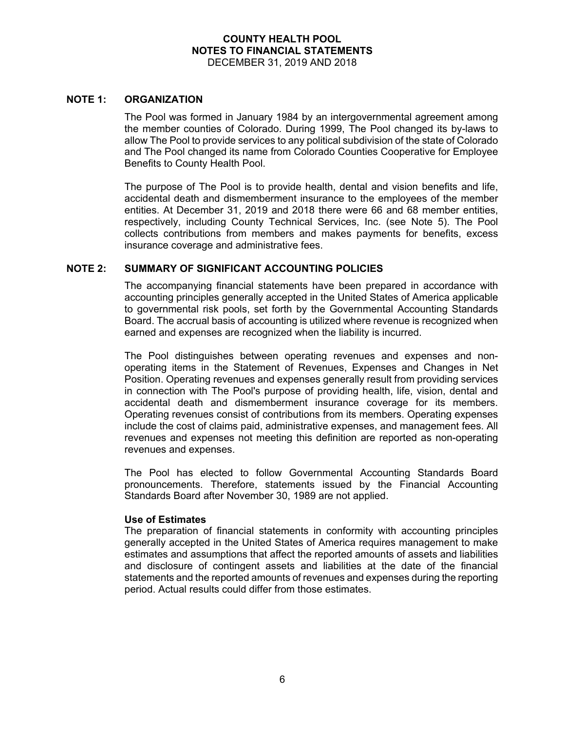# COUNTY HEALTH POOL
## NOTES TO FINANCIAL STATEMENTS
DECEMBER 31, 2019 AND 2018

## NOTE 1: ORGANIZATION

The Pool was formed in January 1984 by an intergovernmental agreement among the member counties of Colorado. During 1999, The Pool changed its by-laws to allow The Pool to provide services to any political subdivision of the state of Colorado and The Pool changed its name from Colorado Counties Cooperative for Employee Benefits to County Health Pool.

The purpose of The Pool is to provide health, dental and vision benefits and life, accidental death and dismemberment insurance to the employees of the member entities. At December 31, 2019 and 2018 there were 66 and 68 member entities, respectively, including County Technical Services, Inc. (see Note 5). The Pool collects contributions from members and makes payments for benefits, excess insurance coverage and administrative fees.

## NOTE 2: SUMMARY OF SIGNIFICANT ACCOUNTING POLICIES

The accompanying financial statements have been prepared in accordance with accounting principles generally accepted in the United States of America applicable to governmental risk pools, set forth by the Governmental Accounting Standards Board. The accrual basis of accounting is utilized where revenue is recognized when earned and expenses are recognized when the liability is incurred.

The Pool distinguishes between operating revenues and expenses and non-operating items in the Statement of Revenues, Expenses and Changes in Net Position. Operating revenues and expenses generally result from providing services in connection with The Pool's purpose of providing health, life, vision, dental and accidental death and dismemberment insurance coverage for its members. Operating revenues consist of contributions from its members. Operating expenses include the cost of claims paid, administrative expenses, and management fees. All revenues and expenses not meeting this definition are reported as non-operating revenues and expenses.

The Pool has elected to follow Governmental Accounting Standards Board pronouncements. Therefore, statements issued by the Financial Accounting Standards Board after November 30, 1989 are not applied.

**Use of Estimates**
The preparation of financial statements in conformity with accounting principles generally accepted in the United States of America requires management to make estimates and assumptions that affect the reported amounts of assets and liabilities and disclosure of contingent assets and liabilities at the date of the financial statements and the reported amounts of revenues and expenses during the reporting period. Actual results could differ from those estimates.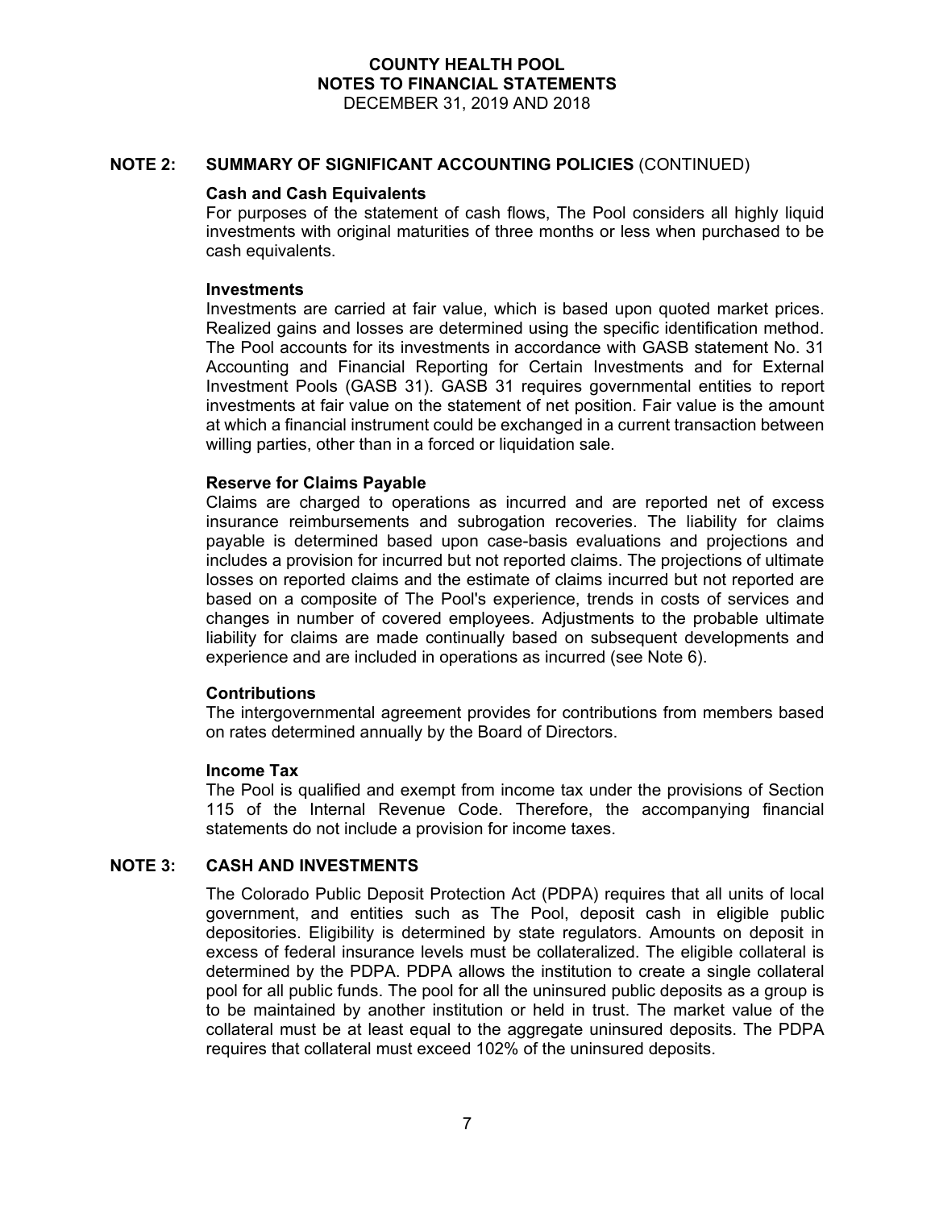## NOTE 2: SUMMARY OF SIGNIFICANT ACCOUNTING POLICIES (CONTINUED)

### Cash and Cash Equivalents

For purposes of the statement of cash flows, The Pool considers all highly liquid investments with original maturities of three months or less when purchased to be cash equivalents.

### Investments

Investments are carried at fair value, which is based upon quoted market prices. Realized gains and losses are determined using the specific identification method. The Pool accounts for its investments in accordance with GASB statement No. 31 Accounting and Financial Reporting for Certain Investments and for External Investment Pools (GASB 31). GASB 31 requires governmental entities to report investments at fair value on the statement of net position. Fair value is the amount at which a financial instrument could be exchanged in a current transaction between willing parties, other than in a forced or liquidation sale.

### Reserve for Claims Payable

Claims are charged to operations as incurred and are reported net of excess insurance reimbursements and subrogation recoveries. The liability for claims payable is determined based upon case-basis evaluations and projections and includes a provision for incurred but not reported claims. The projections of ultimate losses on reported claims and the estimate of claims incurred but not reported are based on a composite of The Pool's experience, trends in costs of services and changes in number of covered employees. Adjustments to the probable ultimate liability for claims are made continually based on subsequent developments and experience and are included in operations as incurred (see Note 6).

### Contributions

The intergovernmental agreement provides for contributions from members based on rates determined annually by the Board of Directors.

### Income Tax

The Pool is qualified and exempt from income tax under the provisions of Section 115 of the Internal Revenue Code. Therefore, the accompanying financial statements do not include a provision for income taxes.

## NOTE 3: CASH AND INVESTMENTS

The Colorado Public Deposit Protection Act (PDPA) requires that all units of local government, and entities such as The Pool, deposit cash in eligible public depositories. Eligibility is determined by state regulators. Amounts on deposit in excess of federal insurance levels must be collateralized. The eligible collateral is determined by the PDPA. PDPA allows the institution to create a single collateral pool for all public funds. The pool for all the uninsured public deposits as a group is to be maintained by another institution or held in trust. The market value of the collateral must be at least equal to the aggregate uninsured deposits. The PDPA requires that collateral must exceed 102% of the uninsured deposits.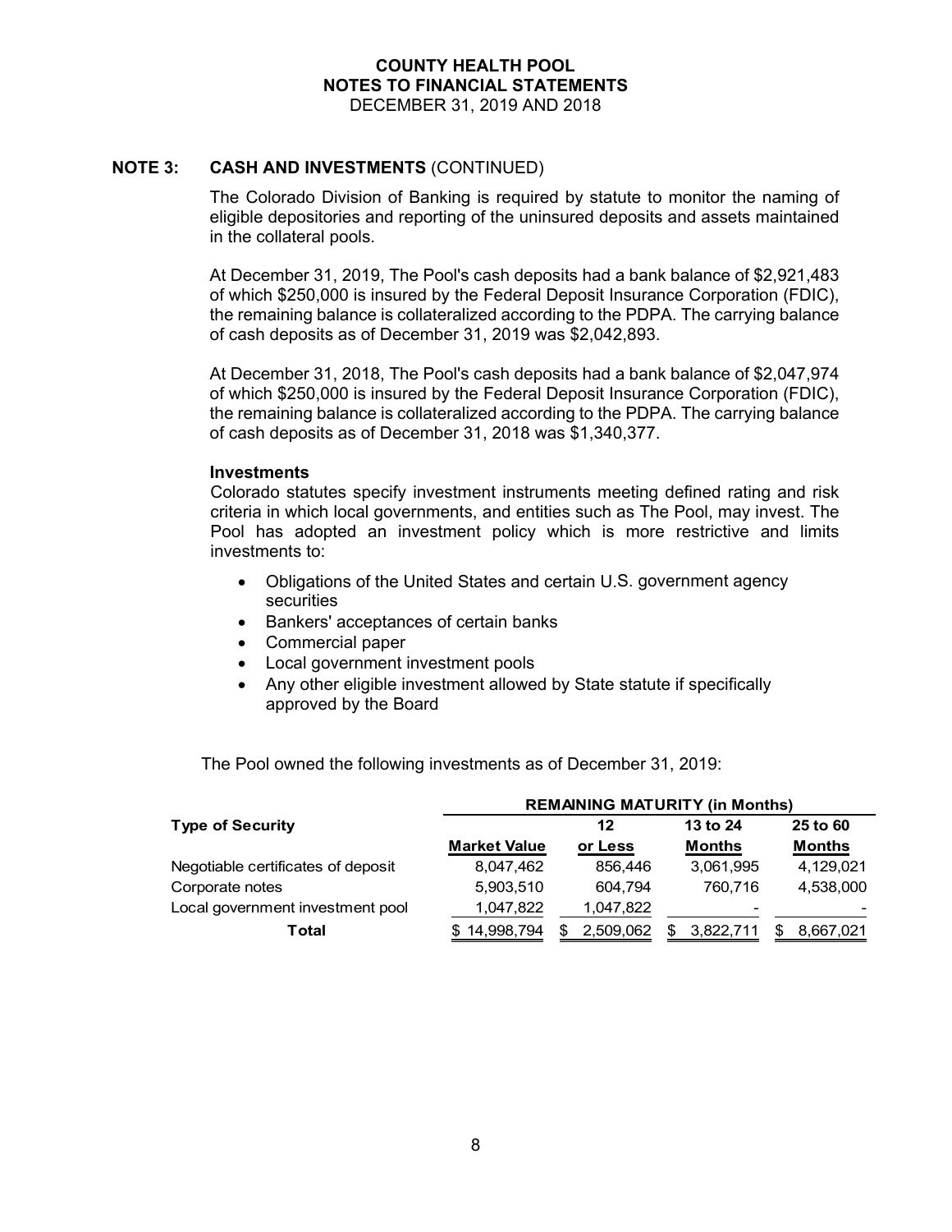# COUNTY HEALTH POOL
## NOTES TO FINANCIAL STATEMENTS
DECEMBER 31, 2019 AND 2018

## NOTE 3: CASH AND INVESTMENTS (CONTINUED)

The Colorado Division of Banking is required by statute to monitor the naming of eligible depositories and reporting of the uninsured deposits and assets maintained in the collateral pools.

At December 31, 2019, The Pool's cash deposits had a bank balance of $2,921,483 of which $250,000 is insured by the Federal Deposit Insurance Corporation (FDIC), the remaining balance is collateralized according to the PDPA. The carrying balance of cash deposits as of December 31, 2019 was $2,042,893.

At December 31, 2018, The Pool's cash deposits had a bank balance of $2,047,974 of which $250,000 is insured by the Federal Deposit Insurance Corporation (FDIC), the remaining balance is collateralized according to the PDPA. The carrying balance of cash deposits as of December 31, 2018 was $1,340,377.

### Investments

Colorado statutes specify investment instruments meeting defined rating and risk criteria in which local governments, and entities such as The Pool, may invest. The Pool has adopted an investment policy which is more restrictive and limits investments to:

- Obligations of the United States and certain U.S. government agency securities
- Bankers' acceptances of certain banks
- Commercial paper
- Local government investment pools
- Any other eligible investment allowed by State statute if specifically approved by the Board

The Pool owned the following investments as of December 31, 2019:

| | | REMAINING MATURITY (in Months) | | |
|---|---|---|---|---|
| **Type of Security** | **Market Value** | **12 or Less** | **13 to 24 Months** | **25 to 60 Months** |
| Negotiable certificates of deposit | 8,047,462 | 856,446 | 3,061,995 | 4,129,021 |
| Corporate notes | 5,903,510 | 604,794 | 760,716 | 4,538,000 |
| Local government investment pool | 1,047,822 | 1,047,822 | - | - |
| **Total** | $ 14,998,794 | $ 2,509,062 | $ 3,822,711 | $ 8,667,021 |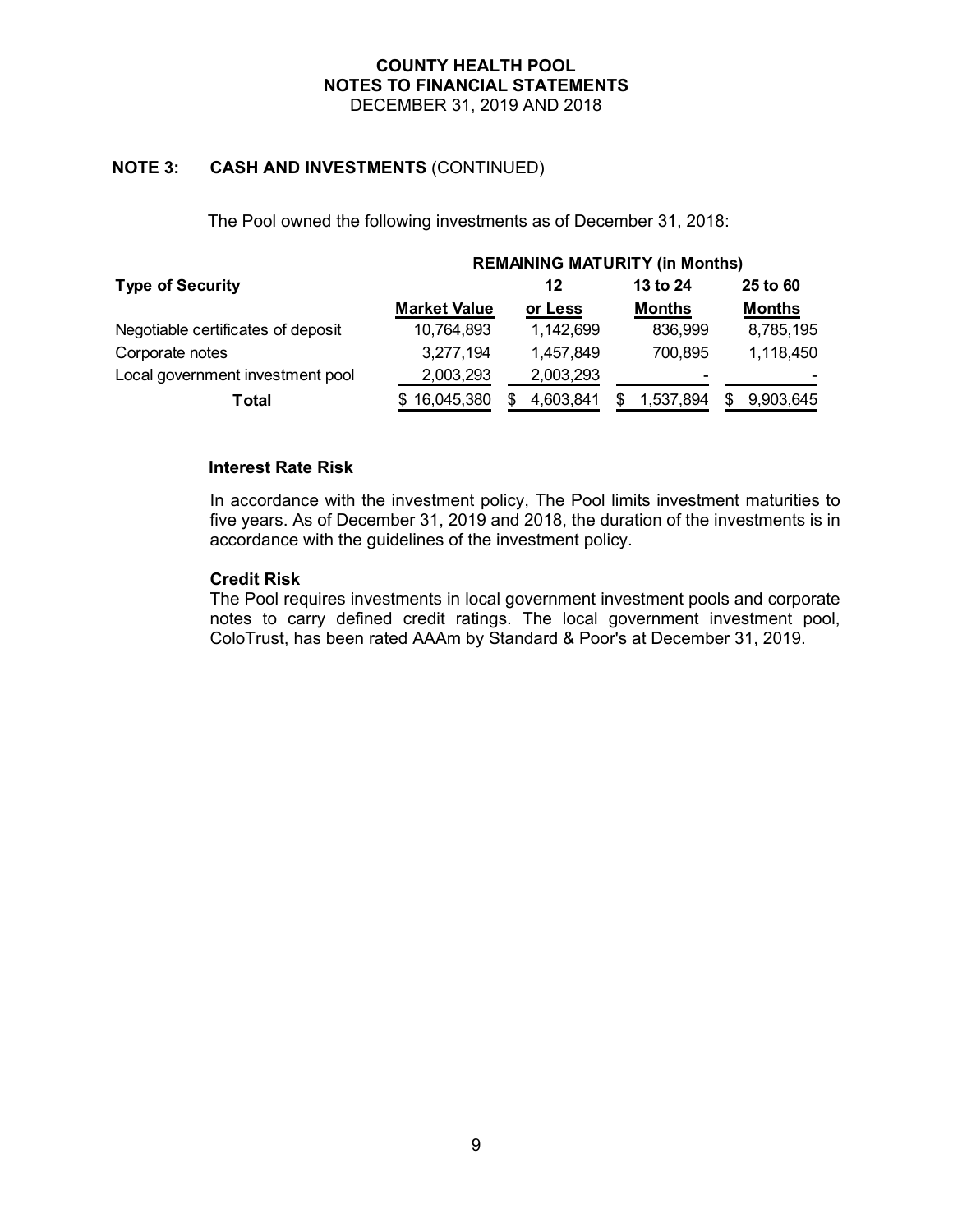**COUNTY HEALTH POOL**
**NOTES TO FINANCIAL STATEMENTS**
DECEMBER 31, 2019 AND 2018

## NOTE 3: CASH AND INVESTMENTS (CONTINUED)

The Pool owned the following investments as of December 31, 2018:

| | | REMAINING MATURITY (in Months) | | |
|---|---|---|---|---|
| **Type of Security** | **Market Value** | **12 or Less** | **13 to 24 Months** | **25 to 60 Months** |
| Negotiable certificates of deposit | 10,764,893 | 1,142,699 | 836,999 | 8,785,195 |
| Corporate notes | 3,277,194 | 1,457,849 | 700,895 | 1,118,450 |
| Local government investment pool | 2,003,293 | 2,003,293 | - | - |
| **Total** | $ 16,045,380 | $ 4,603,841 | $ 1,537,894 | $ 9,903,645 |

### Interest Rate Risk

In accordance with the investment policy, The Pool limits investment maturities to five years. As of December 31, 2019 and 2018, the duration of the investments is in accordance with the guidelines of the investment policy.

### Credit Risk

The Pool requires investments in local government investment pools and corporate notes to carry defined credit ratings. The local government investment pool, ColoTrust, has been rated AAAm by Standard & Poor's at December 31, 2019.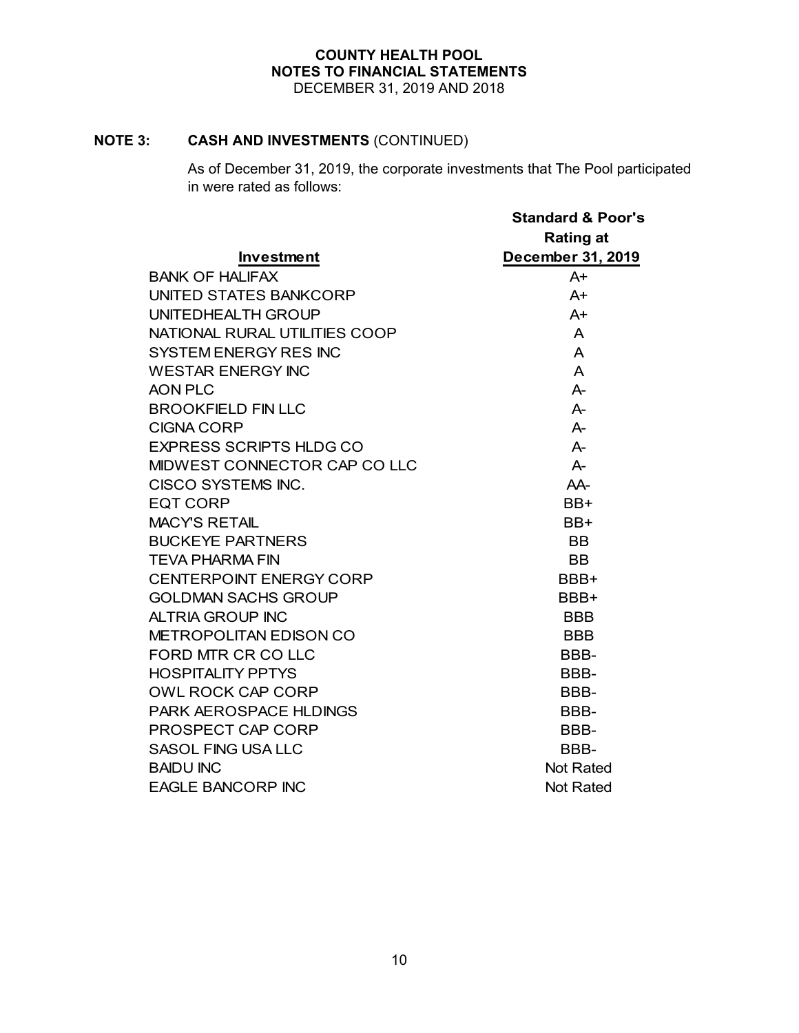# COUNTY HEALTH POOL
## NOTES TO FINANCIAL STATEMENTS
DECEMBER 31, 2019 AND 2018

### NOTE 3: CASH AND INVESTMENTS (CONTINUED)

As of December 31, 2019, the corporate investments that The Pool participated in were rated as follows:

| Investment | Standard & Poor's Rating at December 31, 2019 |
|---|---|
| BANK OF HALIFAX | A+ |
| UNITED STATES BANKCORP | A+ |
| UNITEDHEALTH GROUP | A+ |
| NATIONAL RURAL UTILITIES COOP | A |
| SYSTEM ENERGY RES INC | A |
| WESTAR ENERGY INC | A |
| AON PLC | A- |
| BROOKFIELD FIN LLC | A- |
| CIGNA CORP | A- |
| EXPRESS SCRIPTS HLDG CO | A- |
| MIDWEST CONNECTOR CAP CO LLC | A- |
| CISCO SYSTEMS INC. | AA- |
| EQT CORP | BB+ |
| MACY'S RETAIL | BB+ |
| BUCKEYE PARTNERS | BB |
| TEVA PHARMA FIN | BB |
| CENTERPOINT ENERGY CORP | BBB+ |
| GOLDMAN SACHS GROUP | BBB+ |
| ALTRIA GROUP INC | BBB |
| METROPOLITAN EDISON CO | BBB |
| FORD MTR CR CO LLC | BBB- |
| HOSPITALITY PPTYS | BBB- |
| OWL ROCK CAP CORP | BBB- |
| PARK AEROSPACE HLDINGS | BBB- |
| PROSPECT CAP CORP | BBB- |
| SASOL FING USA LLC | BBB- |
| BAIDU INC | Not Rated |
| EAGLE BANCORP INC | Not Rated |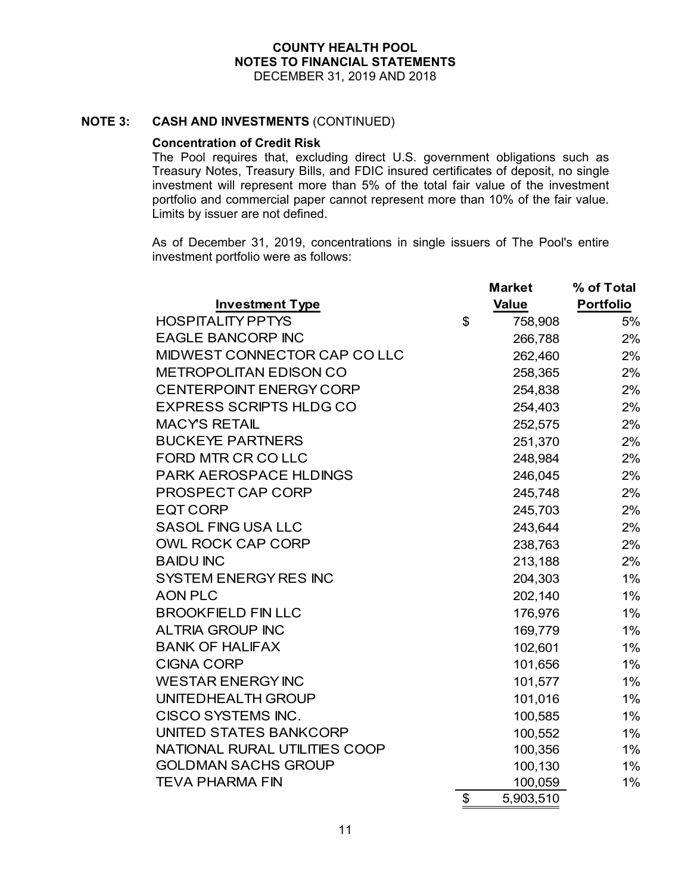**COUNTY HEALTH POOL**
**NOTES TO FINANCIAL STATEMENTS**
DECEMBER 31, 2019 AND 2018

## NOTE 3: CASH AND INVESTMENTS (CONTINUED)

### Concentration of Credit Risk

The Pool requires that, excluding direct U.S. government obligations such as Treasury Notes, Treasury Bills, and FDIC insured certificates of deposit, no single investment will represent more than 5% of the total fair value of the investment portfolio and commercial paper cannot represent more than 10% of the fair value. Limits by issuer are not defined.

As of December 31, 2019, concentrations in single issuers of The Pool's entire investment portfolio were as follows:

| Investment Type | Market Value | % of Total Portfolio |
|---|---|---|
| HOSPITALITY PPTYS | $ 758,908 | 5% |
| EAGLE BANCORP INC | 266,788 | 2% |
| MIDWEST CONNECTOR CAP CO LLC | 262,460 | 2% |
| METROPOLITAN EDISON CO | 258,365 | 2% |
| CENTERPOINT ENERGY CORP | 254,838 | 2% |
| EXPRESS SCRIPTS HLDG CO | 254,403 | 2% |
| MACY'S RETAIL | 252,575 | 2% |
| BUCKEYE PARTNERS | 251,370 | 2% |
| FORD MTR CR CO LLC | 248,984 | 2% |
| PARK AEROSPACE HLDINGS | 246,045 | 2% |
| PROSPECT CAP CORP | 245,748 | 2% |
| EQT CORP | 245,703 | 2% |
| SASOL FING USA LLC | 243,644 | 2% |
| OWL ROCK CAP CORP | 238,763 | 2% |
| BAIDU INC | 213,188 | 2% |
| SYSTEM ENERGY RES INC | 204,303 | 1% |
| AON PLC | 202,140 | 1% |
| BROOKFIELD FIN LLC | 176,976 | 1% |
| ALTRIA GROUP INC | 169,779 | 1% |
| BANK OF HALIFAX | 102,601 | 1% |
| CIGNA CORP | 101,656 | 1% |
| WESTAR ENERGY INC | 101,577 | 1% |
| UNITEDHEALTH GROUP | 101,016 | 1% |
| CISCO SYSTEMS INC. | 100,585 | 1% |
| UNITED STATES BANKCORP | 100,552 | 1% |
| NATIONAL RURAL UTILITIES COOP | 100,356 | 1% |
| GOLDMAN SACHS GROUP | 100,130 | 1% |
| TEVA PHARMA FIN | 100,059 | 1% |
| | $ 5,903,510 | |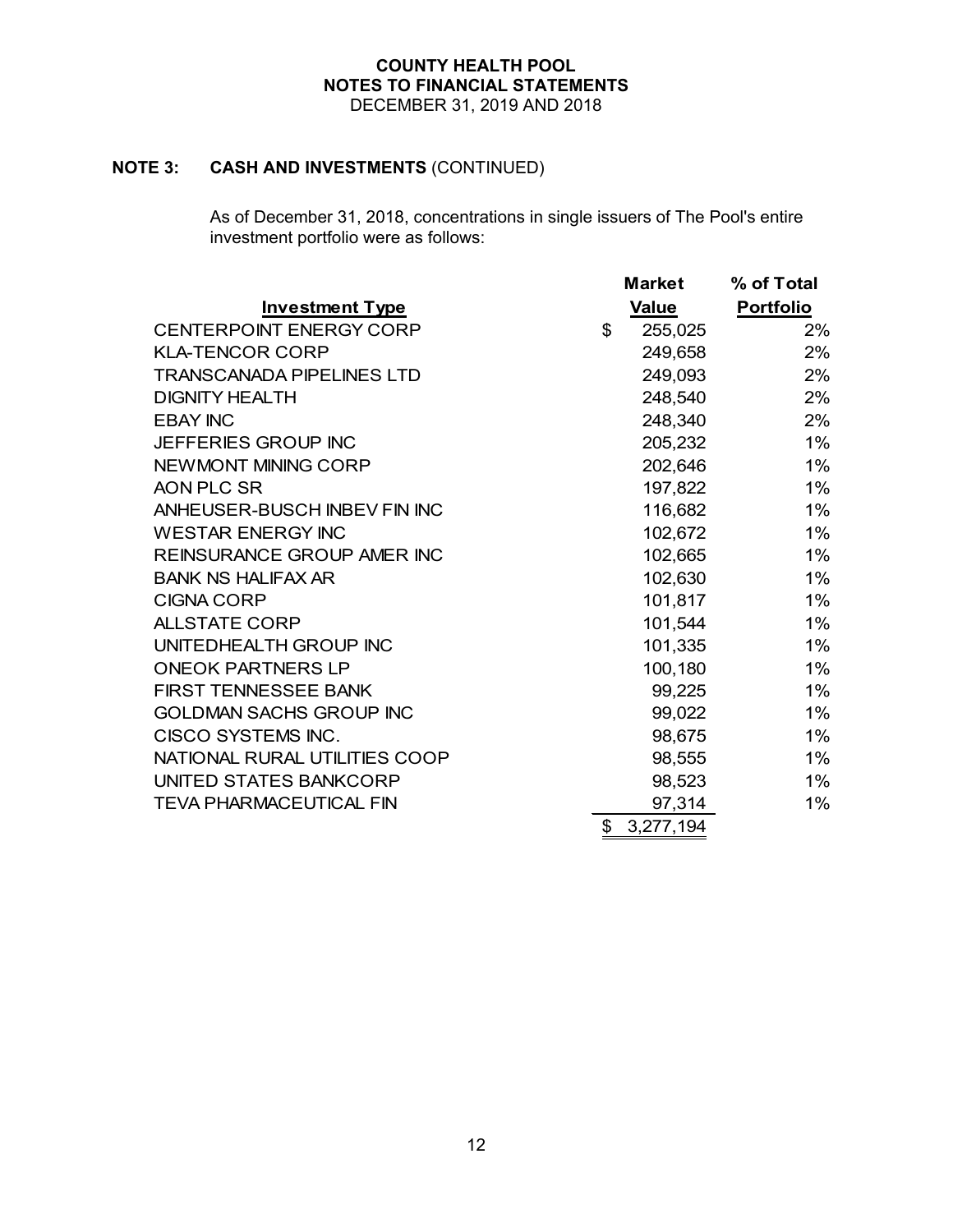**COUNTY HEALTH POOL**
**NOTES TO FINANCIAL STATEMENTS**
DECEMBER 31, 2019 AND 2018

## NOTE 3: CASH AND INVESTMENTS (CONTINUED)

As of December 31, 2018, concentrations in single issuers of The Pool's entire investment portfolio were as follows:

| Investment Type | Market Value | % of Total Portfolio |
|---|---|---|
| CENTERPOINT ENERGY CORP | $ 255,025 | 2% |
| KLA-TENCOR CORP | 249,658 | 2% |
| TRANSCANADA PIPELINES LTD | 249,093 | 2% |
| DIGNITY HEALTH | 248,540 | 2% |
| EBAY INC | 248,340 | 2% |
| JEFFERIES GROUP INC | 205,232 | 1% |
| NEWMONT MINING CORP | 202,646 | 1% |
| AON PLC SR | 197,822 | 1% |
| ANHEUSER-BUSCH INBEV FIN INC | 116,682 | 1% |
| WESTAR ENERGY INC | 102,672 | 1% |
| REINSURANCE GROUP AMER INC | 102,665 | 1% |
| BANK NS HALIFAX AR | 102,630 | 1% |
| CIGNA CORP | 101,817 | 1% |
| ALLSTATE CORP | 101,544 | 1% |
| UNITEDHEALTH GROUP INC | 101,335 | 1% |
| ONEOK PARTNERS LP | 100,180 | 1% |
| FIRST TENNESSEE BANK | 99,225 | 1% |
| GOLDMAN SACHS GROUP INC | 99,022 | 1% |
| CISCO SYSTEMS INC. | 98,675 | 1% |
| NATIONAL RURAL UTILITIES COOP | 98,555 | 1% |
| UNITED STATES BANKCORP | 98,523 | 1% |
| TEVA PHARMACEUTICAL FIN | 97,314 | 1% |
| | $ 3,277,194 | |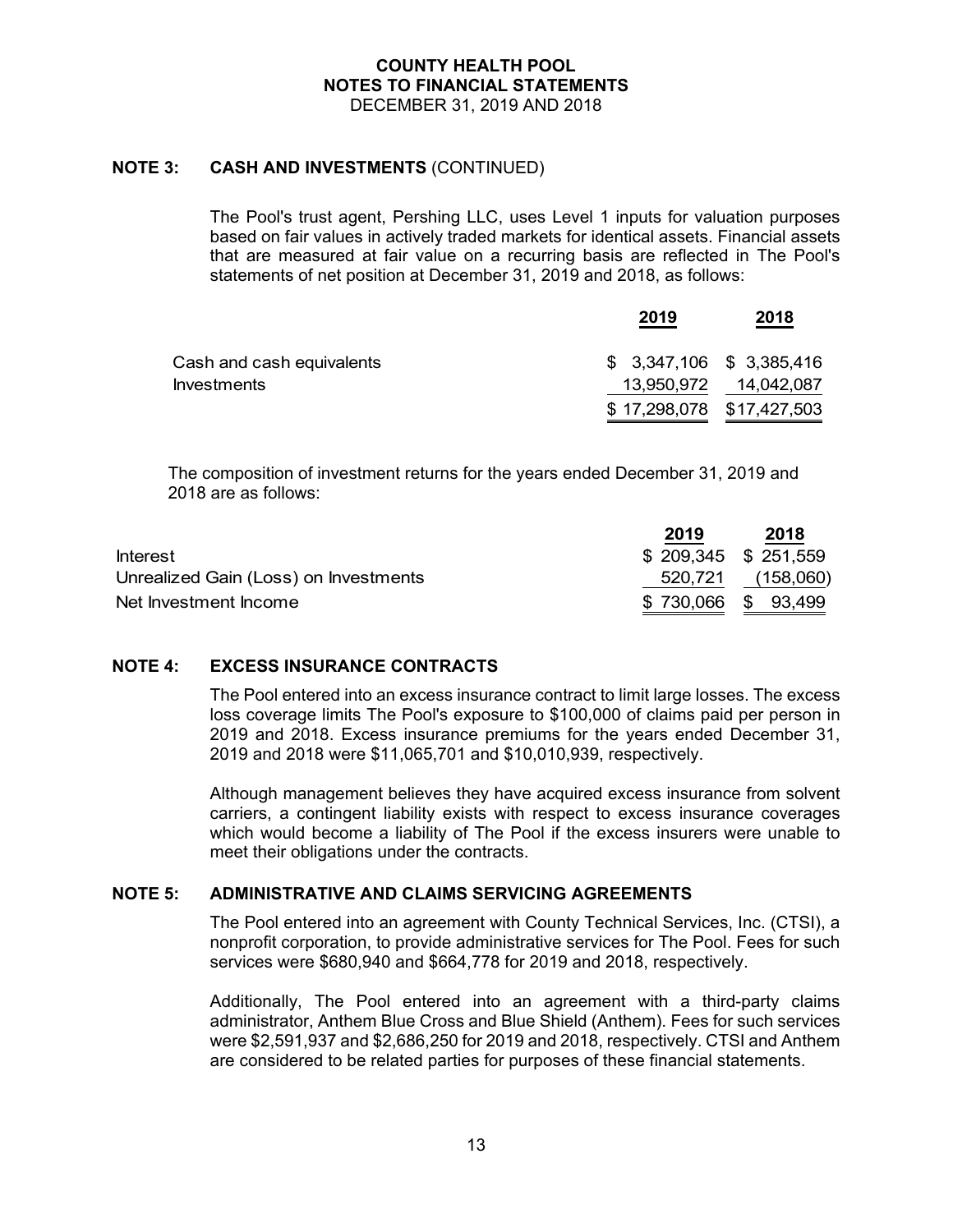**COUNTY HEALTH POOL**
**NOTES TO FINANCIAL STATEMENTS**
DECEMBER 31, 2019 AND 2018

## NOTE 3: CASH AND INVESTMENTS (CONTINUED)

The Pool's trust agent, Pershing LLC, uses Level 1 inputs for valuation purposes based on fair values in actively traded markets for identical assets. Financial assets that are measured at fair value on a recurring basis are reflected in The Pool's statements of net position at December 31, 2019 and 2018, as follows:

| | 2019 | 2018 |
|---|---|---|
| Cash and cash equivalents | $ 3,347,106 | $ 3,385,416 |
| Investments | 13,950,972 | 14,042,087 |
| | $ 17,298,078 | $17,427,503 |

The composition of investment returns for the years ended December 31, 2019 and 2018 are as follows:

| | 2019 | 2018 |
|---|---|---|
| Interest | $ 209,345 | $ 251,559 |
| Unrealized Gain (Loss) on Investments | 520,721 | (158,060) |
| Net Investment Income | $ 730,066 | $ 93,499 |

## NOTE 4: EXCESS INSURANCE CONTRACTS

The Pool entered into an excess insurance contract to limit large losses. The excess loss coverage limits The Pool's exposure to $100,000 of claims paid per person in 2019 and 2018. Excess insurance premiums for the years ended December 31, 2019 and 2018 were $11,065,701 and $10,010,939, respectively.

Although management believes they have acquired excess insurance from solvent carriers, a contingent liability exists with respect to excess insurance coverages which would become a liability of The Pool if the excess insurers were unable to meet their obligations under the contracts.

## NOTE 5: ADMINISTRATIVE AND CLAIMS SERVICING AGREEMENTS

The Pool entered into an agreement with County Technical Services, Inc. (CTSI), a nonprofit corporation, to provide administrative services for The Pool. Fees for such services were $680,940 and $664,778 for 2019 and 2018, respectively.

Additionally, The Pool entered into an agreement with a third-party claims administrator, Anthem Blue Cross and Blue Shield (Anthem). Fees for such services were $2,591,937 and $2,686,250 for 2019 and 2018, respectively. CTSI and Anthem are considered to be related parties for purposes of these financial statements.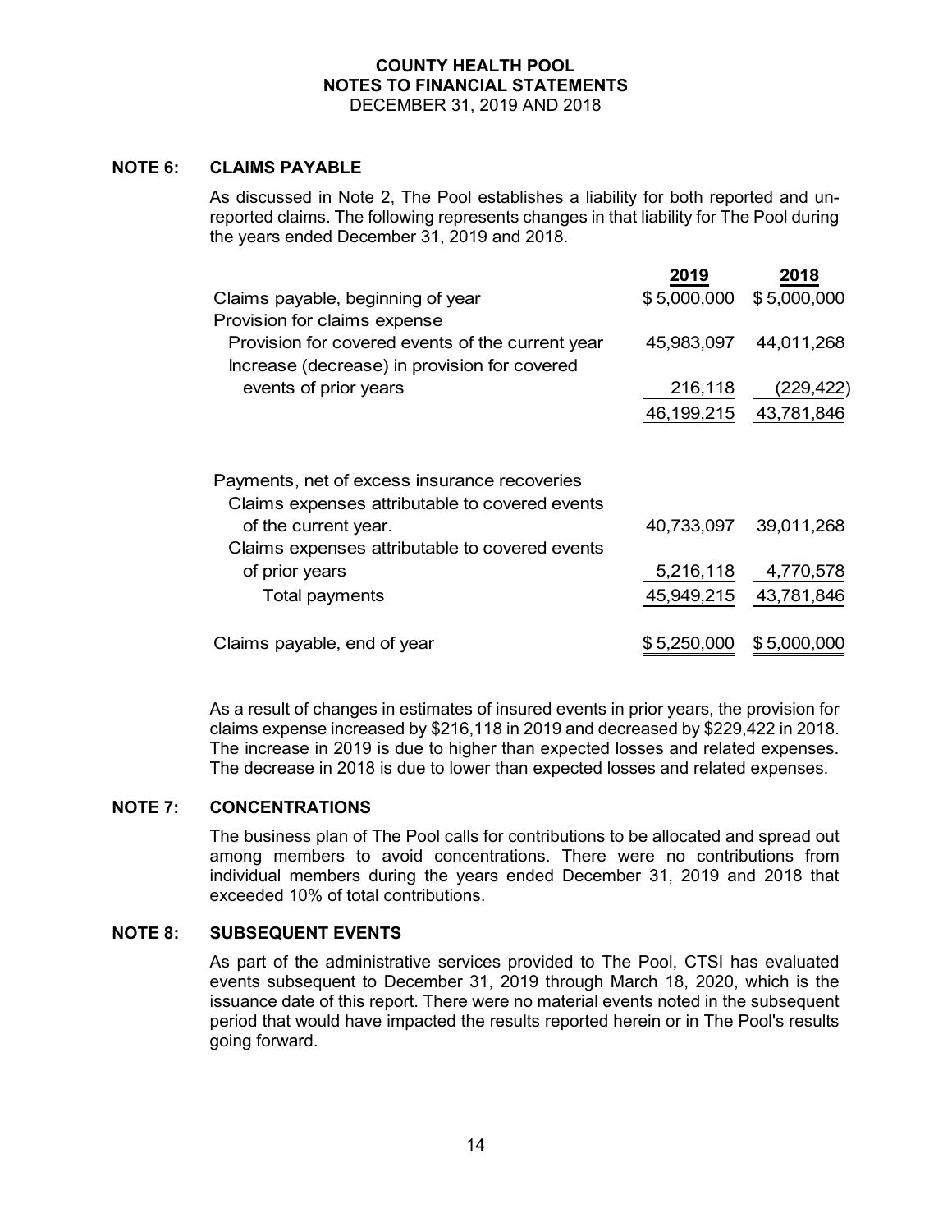**COUNTY HEALTH POOL**
**NOTES TO FINANCIAL STATEMENTS**
DECEMBER 31, 2019 AND 2018

## NOTE 6: CLAIMS PAYABLE

As discussed in Note 2, The Pool establishes a liability for both reported and unreported claims. The following represents changes in that liability for The Pool during the years ended December 31, 2019 and 2018.

| | 2019 | 2018 |
|---|---|---|
| Claims payable, beginning of year | $ 5,000,000 | $ 5,000,000 |
| Provision for claims expense | | |
| Provision for covered events of the current year | 45,983,097 | 44,011,268 |
| Increase (decrease) in provision for covered events of prior years | 216,118 | (229,422) |
| | 46,199,215 | 43,781,846 |
| Payments, net of excess insurance recoveries | | |
| Claims expenses attributable to covered events of the current year. | 40,733,097 | 39,011,268 |
| Claims expenses attributable to covered events of prior years | 5,216,118 | 4,770,578 |
| Total payments | 45,949,215 | 43,781,846 |
| Claims payable, end of year | $ 5,250,000 | $ 5,000,000 |

As a result of changes in estimates of insured events in prior years, the provision for claims expense increased by $216,118 in 2019 and decreased by $229,422 in 2018. The increase in 2019 is due to higher than expected losses and related expenses. The decrease in 2018 is due to lower than expected losses and related expenses.

## NOTE 7: CONCENTRATIONS

The business plan of The Pool calls for contributions to be allocated and spread out among members to avoid concentrations. There were no contributions from individual members during the years ended December 31, 2019 and 2018 that exceeded 10% of total contributions.

## NOTE 8: SUBSEQUENT EVENTS

As part of the administrative services provided to The Pool, CTSI has evaluated events subsequent to December 31, 2019 through March 18, 2020, which is the issuance date of this report. There were no material events noted in the subsequent period that would have impacted the results reported herein or in The Pool's results going forward.